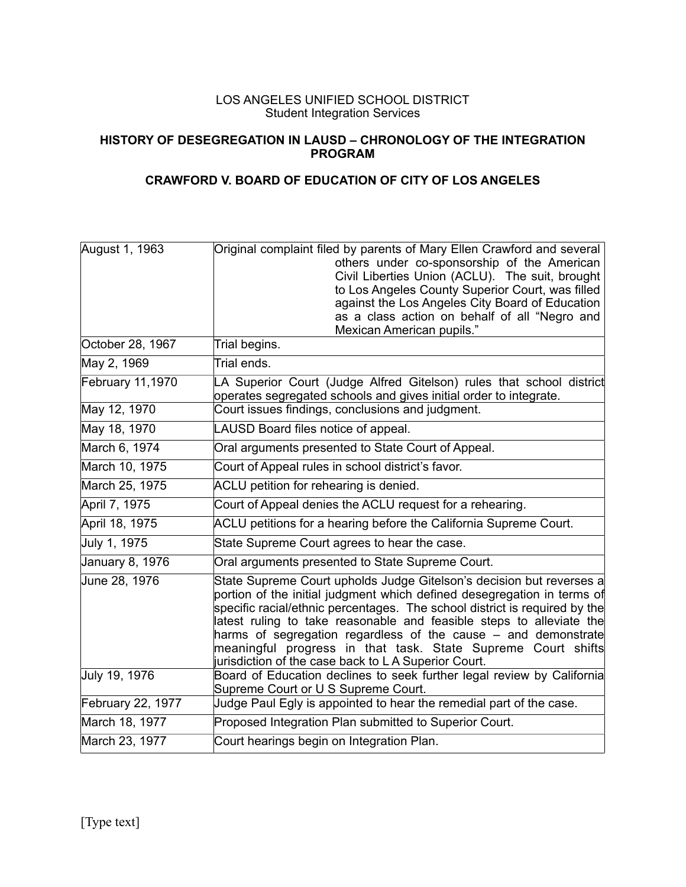LOS ANGELES UNIFIED SCHOOL DISTRICT
Student Integration Services

## HISTORY OF DESEGREGATION IN LAUSD – CHRONOLOGY OF THE INTEGRATION PROGRAM

## CRAWFORD V. BOARD OF EDUCATION OF CITY OF LOS ANGELES

| | |
|---|---|
| August 1, 1963 | Original complaint filed by parents of Mary Ellen Crawford and several others under co-sponsorship of the American Civil Liberties Union (ACLU). The suit, brought to Los Angeles County Superior Court, was filled against the Los Angeles City Board of Education as a class action on behalf of all "Negro and Mexican American pupils." |
| October 28, 1967 | Trial begins. |
| May 2, 1969 | Trial ends. |
| February 11,1970 | LA Superior Court (Judge Alfred Gitelson) rules that school district operates segregated schools and gives initial order to integrate. |
| May 12, 1970 | Court issues findings, conclusions and judgment. |
| May 18, 1970 | LAUSD Board files notice of appeal. |
| March 6, 1974 | Oral arguments presented to State Court of Appeal. |
| March 10, 1975 | Court of Appeal rules in school district's favor. |
| March 25, 1975 | ACLU petition for rehearing is denied. |
| April 7, 1975 | Court of Appeal denies the ACLU request for a rehearing. |
| April 18, 1975 | ACLU petitions for a hearing before the California Supreme Court. |
| July 1, 1975 | State Supreme Court agrees to hear the case. |
| January 8, 1976 | Oral arguments presented to State Supreme Court. |
| June 28, 1976 | State Supreme Court upholds Judge Gitelson's decision but reverses a portion of the initial judgment which defined desegregation in terms of specific racial/ethnic percentages. The school district is required by the latest ruling to take reasonable and feasible steps to alleviate the harms of segregation regardless of the cause – and demonstrate meaningful progress in that task. State Supreme Court shifts jurisdiction of the case back to L A Superior Court. |
| July 19, 1976 | Board of Education declines to seek further legal review by California Supreme Court or U S Supreme Court. |
| February 22, 1977 | Judge Paul Egly is appointed to hear the remedial part of the case. |
| March 18, 1977 | Proposed Integration Plan submitted to Superior Court. |
| March 23, 1977 | Court hearings begin on Integration Plan. |

[Type text]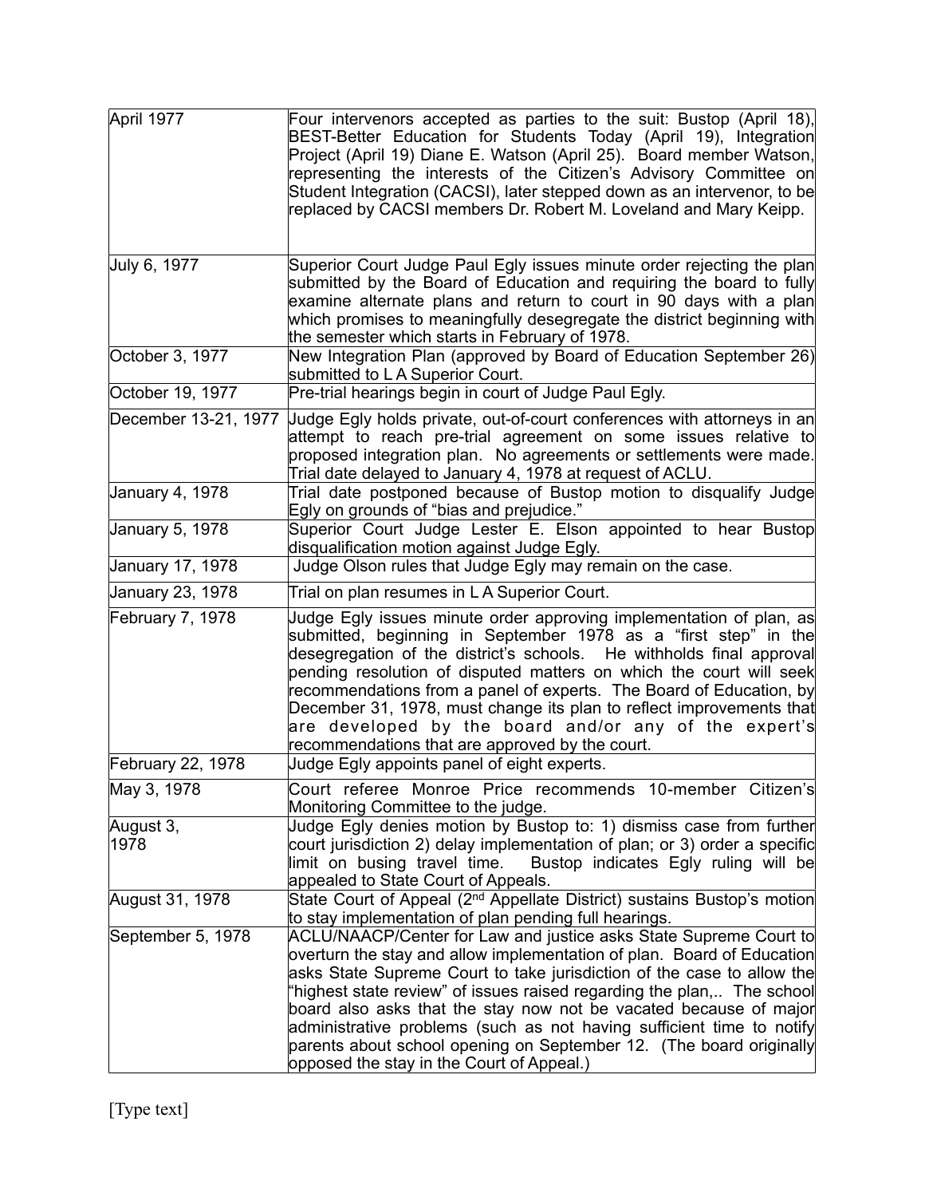| | |
|---|---|
| April 1977 | Four intervenors accepted as parties to the suit: Bustop (April 18), BEST-Better Education for Students Today (April 19), Integration Project (April 19) Diane E. Watson (April 25). Board member Watson, representing the interests of the Citizen's Advisory Committee on Student Integration (CACSI), later stepped down as an intervenor, to be replaced by CACSI members Dr. Robert M. Loveland and Mary Keipp. |
| July 6, 1977 | Superior Court Judge Paul Egly issues minute order rejecting the plan submitted by the Board of Education and requiring the board to fully examine alternate plans and return to court in 90 days with a plan which promises to meaningfully desegregate the district beginning with the semester which starts in February of 1978. |
| October 3, 1977 | New Integration Plan (approved by Board of Education September 26) submitted to L A Superior Court. |
| October 19, 1977 | Pre-trial hearings begin in court of Judge Paul Egly. |
| December 13-21, 1977 | Judge Egly holds private, out-of-court conferences with attorneys in an attempt to reach pre-trial agreement on some issues relative to proposed integration plan. No agreements or settlements were made. Trial date delayed to January 4, 1978 at request of ACLU. |
| January 4, 1978 | Trial date postponed because of Bustop motion to disqualify Judge Egly on grounds of "bias and prejudice." |
| January 5, 1978 | Superior Court Judge Lester E. Elson appointed to hear Bustop disqualification motion against Judge Egly. |
| January 17, 1978 | Judge Olson rules that Judge Egly may remain on the case. |
| January 23, 1978 | Trial on plan resumes in L A Superior Court. |
| February 7, 1978 | Judge Egly issues minute order approving implementation of plan, as submitted, beginning in September 1978 as a "first step" in the desegregation of the district's schools. He withholds final approval pending resolution of disputed matters on which the court will seek recommendations from a panel of experts. The Board of Education, by December 31, 1978, must change its plan to reflect improvements that are developed by the board and/or any of the expert's recommendations that are approved by the court. |
| February 22, 1978 | Judge Egly appoints panel of eight experts. |
| May 3, 1978 | Court referee Monroe Price recommends 10-member Citizen's Monitoring Committee to the judge. |
| August 3, 1978 | Judge Egly denies motion by Bustop to: 1) dismiss case from further court jurisdiction 2) delay implementation of plan; or 3) order a specific limit on busing travel time. Bustop indicates Egly ruling will be appealed to State Court of Appeals. |
| August 31, 1978 | State Court of Appeal (2nd Appellate District) sustains Bustop's motion to stay implementation of plan pending full hearings. |
| September 5, 1978 | ACLU/NAACP/Center for Law and justice asks State Supreme Court to overturn the stay and allow implementation of plan. Board of Education asks State Supreme Court to take jurisdiction of the case to allow the "highest state review" of issues raised regarding the plan,.. The school board also asks that the stay now not be vacated because of major administrative problems (such as not having sufficient time to notify parents about school opening on September 12. (The board originally opposed the stay in the Court of Appeal.) |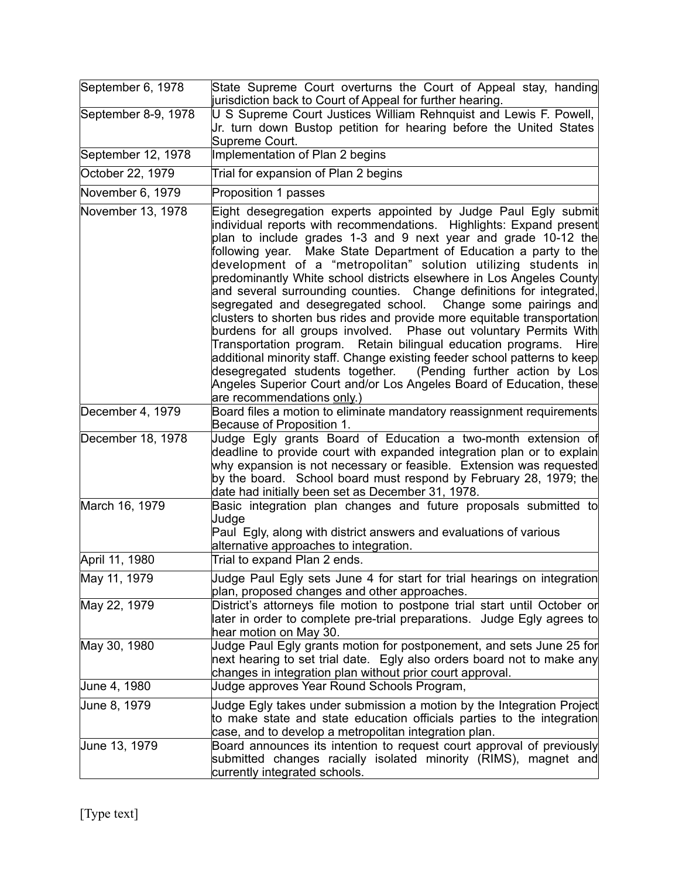| | |
|---|---|
| September 6, 1978 | State Supreme Court overturns the Court of Appeal stay, handing jurisdiction back to Court of Appeal for further hearing. |
| September 8-9, 1978 | U S Supreme Court Justices William Rehnquist and Lewis F. Powell, Jr. turn down Bustop petition for hearing before the United States Supreme Court. |
| September 12, 1978 | Implementation of Plan 2 begins |
| October 22, 1979 | Trial for expansion of Plan 2 begins |
| November 6, 1979 | Proposition 1 passes |
| November 13, 1978 | Eight desegregation experts appointed by Judge Paul Egly submit individual reports with recommendations. Highlights: Expand present plan to include grades 1-3 and 9 next year and grade 10-12 the following year. Make State Department of Education a party to the development of a "metropolitan" solution utilizing students in predominantly White school districts elsewhere in Los Angeles County and several surrounding counties. Change definitions for integrated, segregated and desegregated school. Change some pairings and clusters to shorten bus rides and provide more equitable transportation burdens for all groups involved. Phase out voluntary Permits With Transportation program. Retain bilingual education programs. Hire additional minority staff. Change existing feeder school patterns to keep desegregated students together. (Pending further action by Los Angeles Superior Court and/or Los Angeles Board of Education, these are recommendations only.) |
| December 4, 1979 | Board files a motion to eliminate mandatory reassignment requirements Because of Proposition 1. |
| December 18, 1978 | Judge Egly grants Board of Education a two-month extension of deadline to provide court with expanded integration plan or to explain why expansion is not necessary or feasible. Extension was requested by the board. School board must respond by February 28, 1979; the date had initially been set as December 31, 1978. |
| March 16, 1979 | Basic integration plan changes and future proposals submitted to Judge Paul Egly, along with district answers and evaluations of various alternative approaches to integration. |
| April 11, 1980 | Trial to expand Plan 2 ends. |
| May 11, 1979 | Judge Paul Egly sets June 4 for start for trial hearings on integration plan, proposed changes and other approaches. |
| May 22, 1979 | District's attorneys file motion to postpone trial start until October or later in order to complete pre-trial preparations. Judge Egly agrees to hear motion on May 30. |
| May 30, 1980 | Judge Paul Egly grants motion for postponement, and sets June 25 for next hearing to set trial date. Egly also orders board not to make any changes in integration plan without prior court approval. |
| June 4, 1980 | Judge approves Year Round Schools Program, |
| June 8, 1979 | Judge Egly takes under submission a motion by the Integration Project to make state and state education officials parties to the integration case, and to develop a metropolitan integration plan. |
| June 13, 1979 | Board announces its intention to request court approval of previously submitted changes racially isolated minority (RIMS), magnet and currently integrated schools. |

[Type text]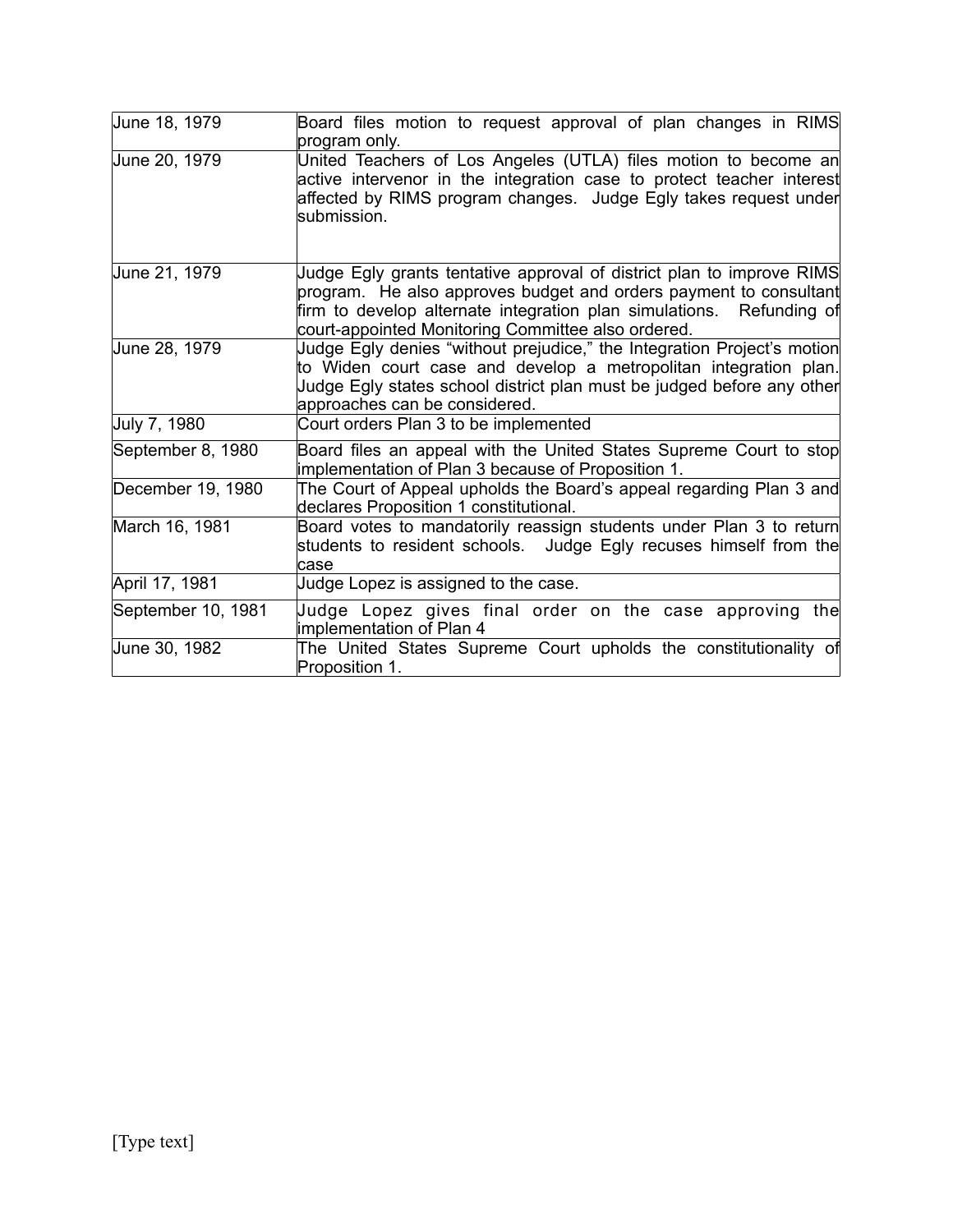| | |
|---|---|
| June 18, 1979 | Board files motion to request approval of plan changes in RIMS program only. |
| June 20, 1979 | United Teachers of Los Angeles (UTLA) files motion to become an active intervenor in the integration case to protect teacher interest affected by RIMS program changes. Judge Egly takes request under submission. |
| June 21, 1979 | Judge Egly grants tentative approval of district plan to improve RIMS program. He also approves budget and orders payment to consultant firm to develop alternate integration plan simulations. Refunding of court-appointed Monitoring Committee also ordered. |
| June 28, 1979 | Judge Egly denies "without prejudice," the Integration Project's motion to Widen court case and develop a metropolitan integration plan. Judge Egly states school district plan must be judged before any other approaches can be considered. |
| July 7, 1980 | Court orders Plan 3 to be implemented |
| September 8, 1980 | Board files an appeal with the United States Supreme Court to stop implementation of Plan 3 because of Proposition 1. |
| December 19, 1980 | The Court of Appeal upholds the Board's appeal regarding Plan 3 and declares Proposition 1 constitutional. |
| March 16, 1981 | Board votes to mandatorily reassign students under Plan 3 to return students to resident schools. Judge Egly recuses himself from the case |
| April 17, 1981 | Judge Lopez is assigned to the case. |
| September 10, 1981 | Judge Lopez gives final order on the case approving the implementation of Plan 4 |
| June 30, 1982 | The United States Supreme Court upholds the constitutionality of Proposition 1. |